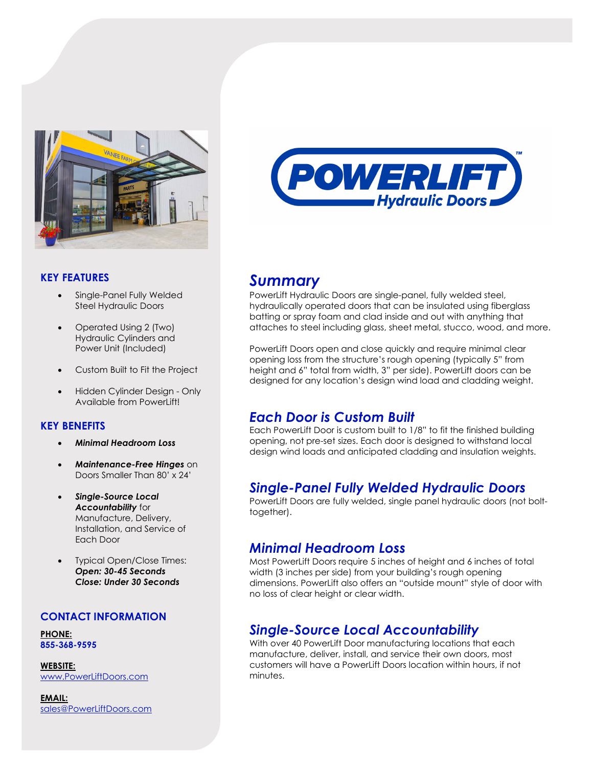# POWERLIFT Hydraulic Doors

## KEY FEATURES

- Single-Panel Fully Welded Steel Hydraulic Doors
- Operated Using 2 (Two) Hydraulic Cylinders and Power Unit (Included)
- Custom Built to Fit the Project
- Hidden Cylinder Design - Only Available from PowerLift!

## KEY BENEFITS

- ***Minimal Headroom Loss***
- ***Maintenance-Free Hinges*** on Doors Smaller Than 80' x 24'
- ***Single-Source Local Accountability*** for Manufacture, Delivery, Installation, and Service of Each Door
- Typical Open/Close Times:
  ***Open: 30-45 Seconds***
  ***Close: Under 30 Seconds***

## CONTACT INFORMATION

**PHONE:**
**855-368-9595**

**WEBSITE:**
www.PowerLiftDoors.com

**EMAIL:**
sales@PowerLiftDoors.com

## *Summary*

PowerLift Hydraulic Doors are single-panel, fully welded steel, hydraulically operated doors that can be insulated using fiberglass batting or spray foam and clad inside and out with anything that attaches to steel including glass, sheet metal, stucco, wood, and more.

PowerLift Doors open and close quickly and require minimal clear opening loss from the structure's rough opening (typically 5" from height and 6" total from width, 3" per side). PowerLift doors can be designed for any location's design wind load and cladding weight.

## *Each Door is Custom Built*

Each PowerLift Door is custom built to 1/8" to fit the finished building opening, not pre-set sizes. Each door is designed to withstand local design wind loads and anticipated cladding and insulation weights.

## *Single-Panel Fully Welded Hydraulic Doors*

PowerLift Doors are fully welded, single panel hydraulic doors (not bolt-together).

## *Minimal Headroom Loss*

Most PowerLift Doors require 5 inches of height and 6 inches of total width (3 inches per side) from your building's rough opening dimensions. PowerLift also offers an "outside mount" style of door with no loss of clear height or clear width.

## *Single-Source Local Accountability*

With over 40 PowerLift Door manufacturing locations that each manufacture, deliver, install, and service their own doors, most customers will have a PowerLift Doors location within hours, if not minutes.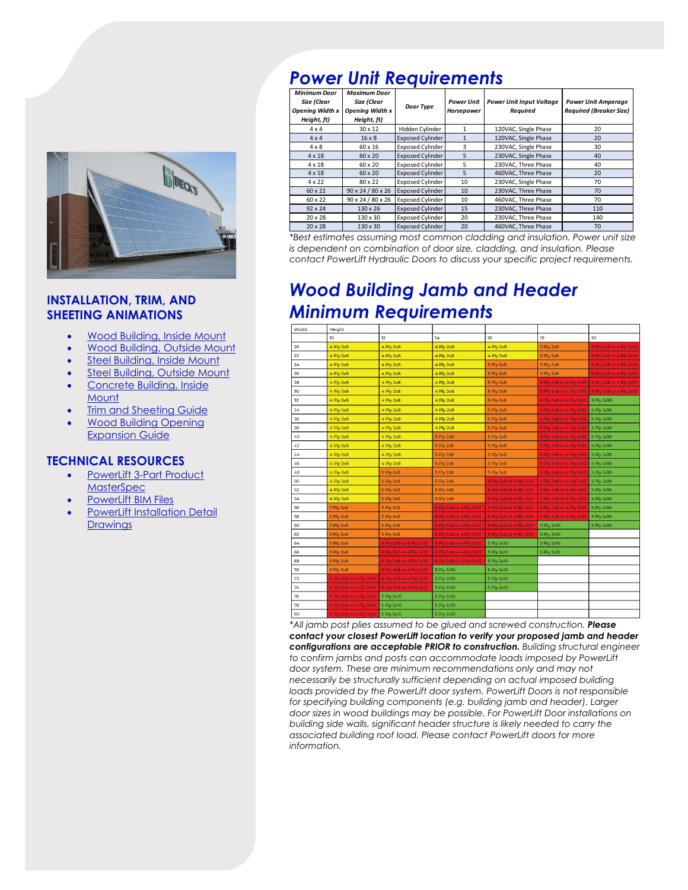## INSTALLATION, TRIM, AND SHEETING ANIMATIONS

- Wood Building, Inside Mount
- Wood Building, Outside Mount
- Steel Building, Inside Mount
- Steel Building, Outside Mount
- Concrete Building, Inside Mount
- Trim and Sheeting Guide
- Wood Building Opening Expansion Guide

## TECHNICAL RESOURCES

- PowerLift 3-Part Product MasterSpec
- PowerLift BIM Files
- PowerLift Installation Detail Drawings

# *Power Unit Requirements*

| *Minimum Door Size (Clear Opening Width x Height, ft)* | *Maximum Door Size (Clear Opening Width x Height, ft)* | *Door Type* | *Power Unit Horsepower* | *Power Unit Input Voltage Required* | *Power Unit Amperage Required (Breaker Size)* |
|---|---|---|---|---|---|
| 4 x 4 | 30 x 12 | Hidden Cylinder | 1 | 120VAC, Single Phase | 20 |
| 4 x 4 | 16 x 8 | Exposed Cylinder | 1 | 120VAC, Single Phase | 20 |
| 4 x 8 | 60 x 16 | Exposed Cylinder | 3 | 230VAC, Single Phase | 30 |
| 4 x 18 | 60 x 20 | Exposed Cylinder | 5 | 230VAC, Single Phase | 40 |
| 4 x 18 | 60 x 20 | Exposed Cylinder | 5 | 230VAC, Three Phase | 40 |
| 4 x 18 | 60 x 20 | Exposed Cylinder | 5 | 460VAC, Three Phase | 20 |
| 4 x 22 | 80 x 22 | Exposed Cylinder | 10 | 230VAC, Single Phase | 70 |
| 60 x 22 | 90 x 24 / 80 x 26 | Exposed Cylinder | 10 | 230VAC, Three Phase | 70 |
| 60 x 22 | 90 x 24 / 80 x 26 | Exposed Cylinder | 10 | 460VAC, Three Phase | 70 |
| 92 x 24 | 130 x 26 | Exposed Cylinder | 15 | 230VAC, Three Phase | 110 |
| 20 x 28 | 130 x 30 | Exposed Cylinder | 20 | 230VAC, Three Phase | 140 |
| 20 x 28 | 130 x 30 | Exposed Cylinder | 20 | 460VAC, Three Phase | 70 |

*\*Best estimates assuming most common cladding and insulation. Power unit size is dependent on combination of door size, cladding, and insulation. Please contact PowerLift Hydraulic Doors to discuss your specific project requirements.*

# *Wood Building Jamb and Header Minimum Requirements*

| Width | Height | | | | | |
|---|---|---|---|---|---|---|
| | 10 | 12 | 14 | 16 | 18 | 20 |
| 20 | 4 Ply 2x8 | 4 Ply 2x8 | 4 Ply 2x8 | 4 Ply 2x8 | 5 Ply 2x8 | 6 Ply 2x8 or 4 Ply 2x10 |
| 22 | 4 Ply 2x8 | 4 Ply 2x8 | 4 Ply 2x8 | 4 Ply 2x8 | 5 Ply 2x8 | 6 Ply 2x8 or 4 Ply 2x10 |
| 24 | 4 Ply 2x8 | 4 Ply 2x8 | 4 Ply 2x8 | 5 Ply 2x8 | 5 Ply 2x8 | 6 Ply 2x8 or 4 Ply 2x10 |
| 26 | 4 Ply 2x8 | 4 Ply 2x8 | 4 Ply 2x8 | 5 Ply 2x8 | 5 Ply 2x8 | 6 Ply 2x8 or 4 Ply 2x10 |
| 28 | 4 Ply 2x8 | 4 Ply 2x8 | 4 Ply 2x8 | 5 Ply 2x8 | 6 Ply 2x8 or 4 Ply 2x10 | 6 Ply 2x8 or 4 Ply 2x10 |
| 30 | 4 Ply 2x8 | 4 Ply 2x8 | 4 Ply 2x8 | 5 Ply 2x8 | 6 Ply 2x8 or 4 Ply 2x10 | 6 Ply 2x8 or 4 Ply 2x10 |
| 32 | 4 Ply 2x8 | 4 Ply 2x8 | 4 Ply 2x8 | 5 Ply 2x8 | 6 Ply 2x8 or 4 Ply 2x10 | 5 Ply 2x10 |
| 34 | 4 Ply 2x8 | 4 Ply 2x8 | 4 Ply 2x8 | 5 Ply 2x8 | 6 Ply 2x8 or 4 Ply 2x10 | 5 Ply 2x10 |
| 36 | 4 Ply 2x8 | 4 Ply 2x8 | 4 Ply 2x8 | 5 Ply 2x8 | 6 Ply 2x8 or 4 Ply 2x10 | 5 Ply 2x10 |
| 38 | 4 Ply 2x8 | 4 Ply 2x8 | 4 Ply 2x8 | 5 Ply 2x8 | 6 Ply 2x8 or 4 Ply 2x10 | 5 Ply 2x10 |
| 40 | 4 Ply 2x8 | 4 Ply 2x8 | 5 Ply 2x8 | 5 Ply 2x8 | 6 Ply 2x8 or 4 Ply 2x10 | 5 Ply 2x10 |
| 42 | 4 Ply 2x8 | 4 Ply 2x8 | 5 Ply 2x8 | 5 Ply 2x8 | 6 Ply 2x8 or 4 Ply 2x10 | 5 Ply 2x10 |
| 44 | 4 Ply 2x8 | 4 Ply 2x8 | 5 Ply 2x8 | 5 Ply 2x8 | 6 Ply 2x8 or 4 Ply 2x10 | 5 Ply 2x10 |
| 46 | 4 Ply 2x8 | 4 Ply 2x8 | 5 Ply 2x8 | 5 Ply 2x8 | 6 Ply 2x8 or 4 Ply 2x10 | 5 Ply 2x10 |
| 48 | 4 Ply 2x8 | 5 Ply 2x8 | 5 Ply 2x8 | 5 Ply 2x8 | 6 Ply 2x8 or 4 Ply 2x10 | 5 Ply 2x10 |
| 50 | 4 Ply 2x8 | 5 Ply 2x8 | 5 Ply 2x8 | 6 Ply 2x8 or 4 Ply 2x10 | 6 Ply 2x8 or 4 Ply 2x10 | 5 Ply 2x10 |
| 52 | 4 Ply 2x8 | 5 Ply 2x8 | 5 Ply 2x8 | 6 Ply 2x8 or 4 Ply 2x10 | 6 Ply 2x8 or 4 Ply 2x10 | 5 Ply 2x10 |
| 54 | 4 Ply 2x8 | 5 Ply 2x8 | 5 Ply 2x8 | 6 Ply 2x8 or 4 Ply 2x10 | 6 Ply 2x8 or 4 Ply 2x10 | 5 Ply 2x10 |
| 56 | 5 Ply 2x8 | 5 Ply 2x8 | 6 Ply 2x8 or 4 Ply 2x10 | 6 Ply 2x8 or 4 Ply 2x10 | 6 Ply 2x8 or 4 Ply 2x10 | 5 Ply 2x10 |
| 58 | 5 Ply 2x8 | 5 Ply 2x8 | 6 Ply 2x8 or 4 Ply 2x10 | 6 Ply 2x8 or 4 Ply 2x10 | 6 Ply 2x8 or 4 Ply 2x10 | 5 Ply 2x10 |
| 60 | 5 Ply 2x8 | 5 Ply 2x8 | 6 Ply 2x8 or 4 Ply 2x10 | 6 Ply 2x8 or 4 Ply 2x10 | 5 Ply 2x10 | 5 Ply 2x10 |
| 62 | 5 Ply 2x8 | 5 Ply 2x8 | 6 Ply 2x8 or 4 Ply 2x10 | 6 Ply 2x8 or 4 Ply 2x10 | 5 Ply 2x10 | |
| 64 | 5 Ply 2x8 | 6 Ply 2x8 or 4 Ply 2x10 | 6 Ply 2x8 or 4 Ply 2x10 | 5 Ply 2x10 | 5 Ply 2x10 | |
| 66 | 5 Ply 2x8 | 6 Ply 2x8 or 4 Ply 2x10 | 6 Ply 2x8 or 4 Ply 2x10 | 5 Ply 2x10 | 5 Ply 2x10 | |
| 68 | 5 Ply 2x8 | 6 Ply 2x8 or 4 Ply 2x10 | 6 Ply 2x8 or 4 Ply 2x10 | 5 Ply 2x10 | | |
| 70 | 5 Ply 2x8 | 6 Ply 2x8 or 4 Ply 2x10 | 5 Ply 2x10 | 5 Ply 2x10 | | |
| 72 | 6 Ply 2x8 or 4 Ply 2x10 | 6 Ply 2x8 or 4 Ply 2x10 | 5 Ply 2x10 | 5 Ply 2x10 | | |
| 74 | 6 Ply 2x8 or 4 Ply 2x10 | 6 Ply 2x8 or 4 Ply 2x10 | 5 Ply 2x10 | 5 Ply 2x10 | | |
| 76 | 6 Ply 2x8 or 4 Ply 2x10 | 5 Ply 2x10 | 5 Ply 2x10 | | | |
| 78 | 6 Ply 2x8 or 4 Ply 2x10 | 5 Ply 2x10 | 5 Ply 2x10 | | | |
| 80 | 6 Ply 2x8 or 4 Ply 2x10 | 5 Ply 2x10 | 5 Ply 2x10 | | | |

*\*All jamb post plies assumed to be glued and screwed construction.* ***Please contact your closest PowerLift location to verify your proposed jamb and header configurations are acceptable PRIOR to construction.*** *Building structural engineer to confirm jambs and posts can accommodate loads imposed by PowerLift door system. These are minimum recommendations only and may not necessarily be structurally sufficient depending on actual imposed building loads provided by the PowerLift door system. PowerLift Doors is not responsible for specifying building components (e.g. building jamb and header). Larger door sizes in wood buildings may be possible. For PowerLift Door installations on building side walls, significant header structure is likely needed to carry the associated building roof load. Please contact PowerLift doors for more information.*